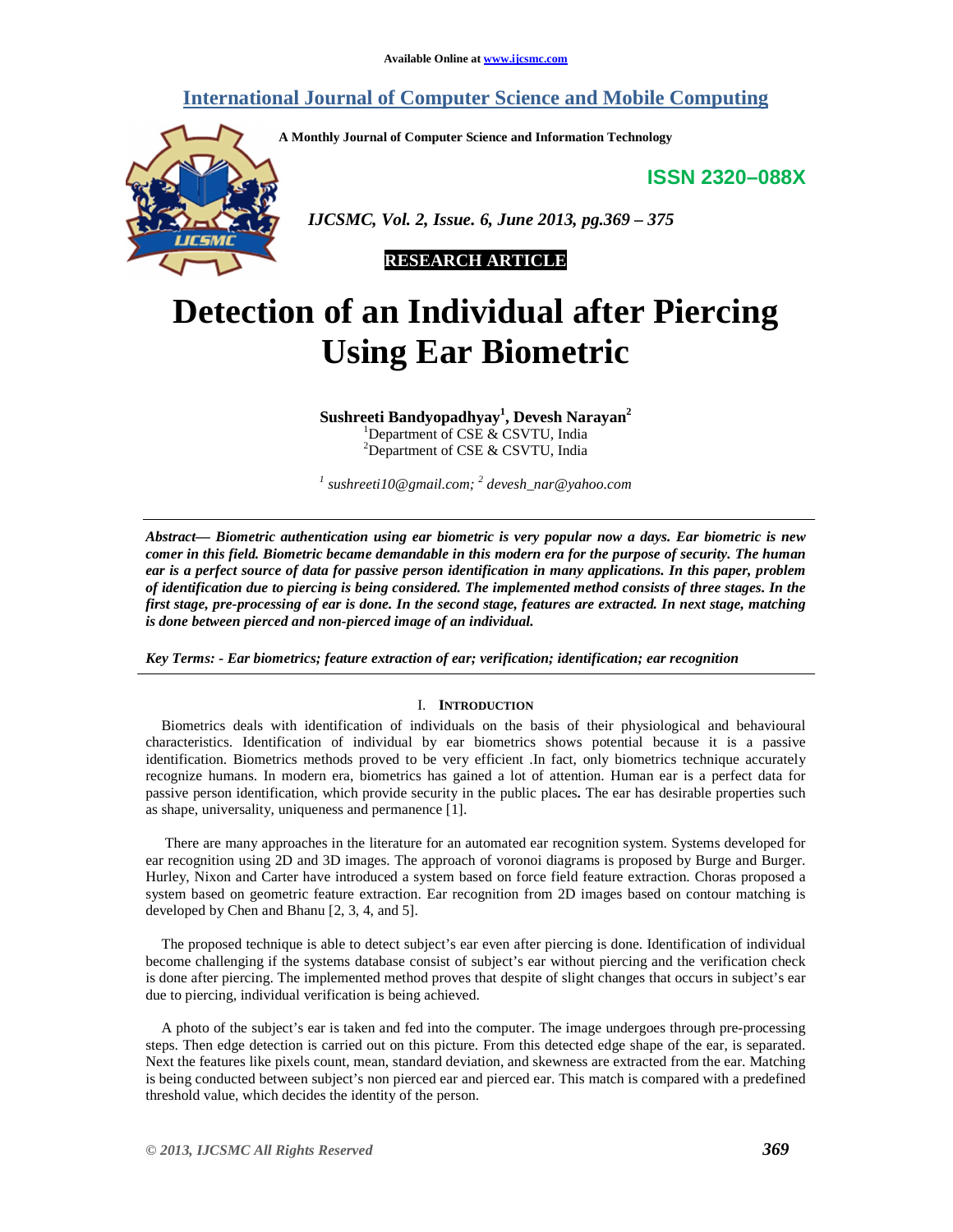Available Online at www.ijcsmc.com

# International Journal of Computer Science and Mobile Computing

A Monthly Journal of Computer Science and Information Technology

ISSN 2320–088X

*IJCSMC, Vol. 2, Issue. 6, June 2013, pg.369 – 375*

**RESEARCH ARTICLE**

# Detection of an Individual after Piercing Using Ear Biometric

**Sushreeti Bandyopadhyay[1], Devesh Narayan[2]**
[1]Department of CSE & CSVTU, India
[2]Department of CSE & CSVTU, India

*[1] sushreeti10@gmail.com; [2] devesh_nar@yahoo.com*

***Abstract— Biometric authentication using ear biometric is very popular now a days. Ear biometric is new comer in this field. Biometric became demandable in this modern era for the purpose of security. The human ear is a perfect source of data for passive person identification in many applications. In this paper, problem of identification due to piercing is being considered. The implemented method consists of three stages. In the first stage, pre-processing of ear is done. In the second stage, features are extracted. In next stage, matching is done between pierced and non-pierced image of an individual.***

***Key Terms: - Ear biometrics; feature extraction of ear; verification; identification; ear recognition***

## I. Introduction

Biometrics deals with identification of individuals on the basis of their physiological and behavioural characteristics. Identification of individual by ear biometrics shows potential because it is a passive identification. Biometrics methods proved to be very efficient .In fact, only biometrics technique accurately recognize humans. In modern era, biometrics has gained a lot of attention. Human ear is a perfect data for passive person identification, which provide security in the public places**.** The ear has desirable properties such as shape, universality, uniqueness and permanence [1].

There are many approaches in the literature for an automated ear recognition system. Systems developed for ear recognition using 2D and 3D images. The approach of voronoi diagrams is proposed by Burge and Burger. Hurley, Nixon and Carter have introduced a system based on force field feature extraction. Choras proposed a system based on geometric feature extraction. Ear recognition from 2D images based on contour matching is developed by Chen and Bhanu [2, 3, 4, and 5].

The proposed technique is able to detect subject's ear even after piercing is done. Identification of individual become challenging if the systems database consist of subject's ear without piercing and the verification check is done after piercing. The implemented method proves that despite of slight changes that occurs in subject's ear due to piercing, individual verification is being achieved.

A photo of the subject's ear is taken and fed into the computer. The image undergoes through pre-processing steps. Then edge detection is carried out on this picture. From this detected edge shape of the ear, is separated. Next the features like pixels count, mean, standard deviation, and skewness are extracted from the ear. Matching is being conducted between subject's non pierced ear and pierced ear. This match is compared with a predefined threshold value, which decides the identity of the person.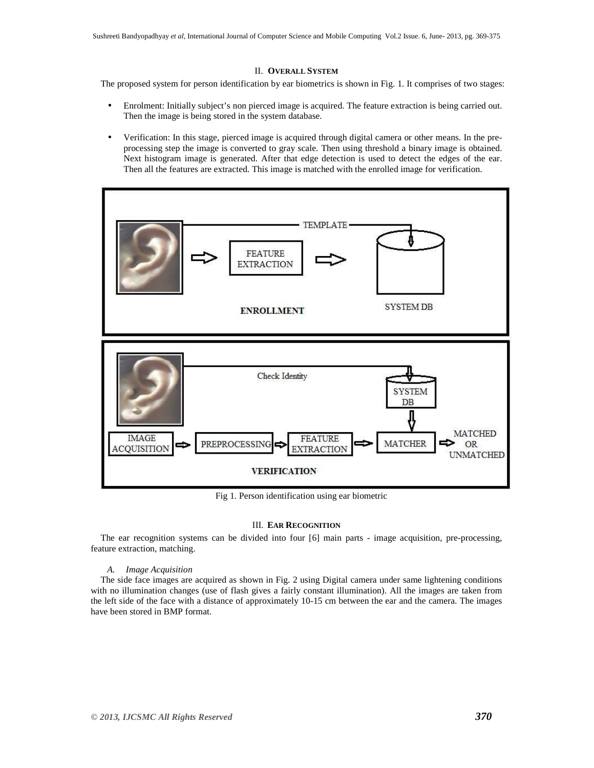## II. OVERALL SYSTEM

The proposed system for person identification by ear biometrics is shown in Fig. 1. It comprises of two stages:

- Enrolment: Initially subject's non pierced image is acquired. The feature extraction is being carried out. Then the image is being stored in the system database.
- Verification: In this stage, pierced image is acquired through digital camera or other means. In the pre-processing step the image is converted to gray scale. Then using threshold a binary image is obtained. Next histogram image is generated. After that edge detection is used to detect the edges of the ear. Then all the features are extracted. This image is matched with the enrolled image for verification.

TEMPLATE
FEATURE EXTRACTION
SYSTEM DB
ENROLLMENT

Check Identity
SYSTEM DB
IMAGE ACQUISITION
PREPROCESSING
FEATURE EXTRACTION
MATCHER
MATCHED OR UNMATCHED
VERIFICATION

Fig 1. Person identification using ear biometric

## III. EAR RECOGNITION

The ear recognition systems can be divided into four [6] main parts - image acquisition, pre-processing, feature extraction, matching.

### A. *Image Acquisition*

The side face images are acquired as shown in Fig. 2 using Digital camera under same lightening conditions with no illumination changes (use of flash gives a fairly constant illumination). All the images are taken from the left side of the face with a distance of approximately 10-15 cm between the ear and the camera. The images have been stored in BMP format.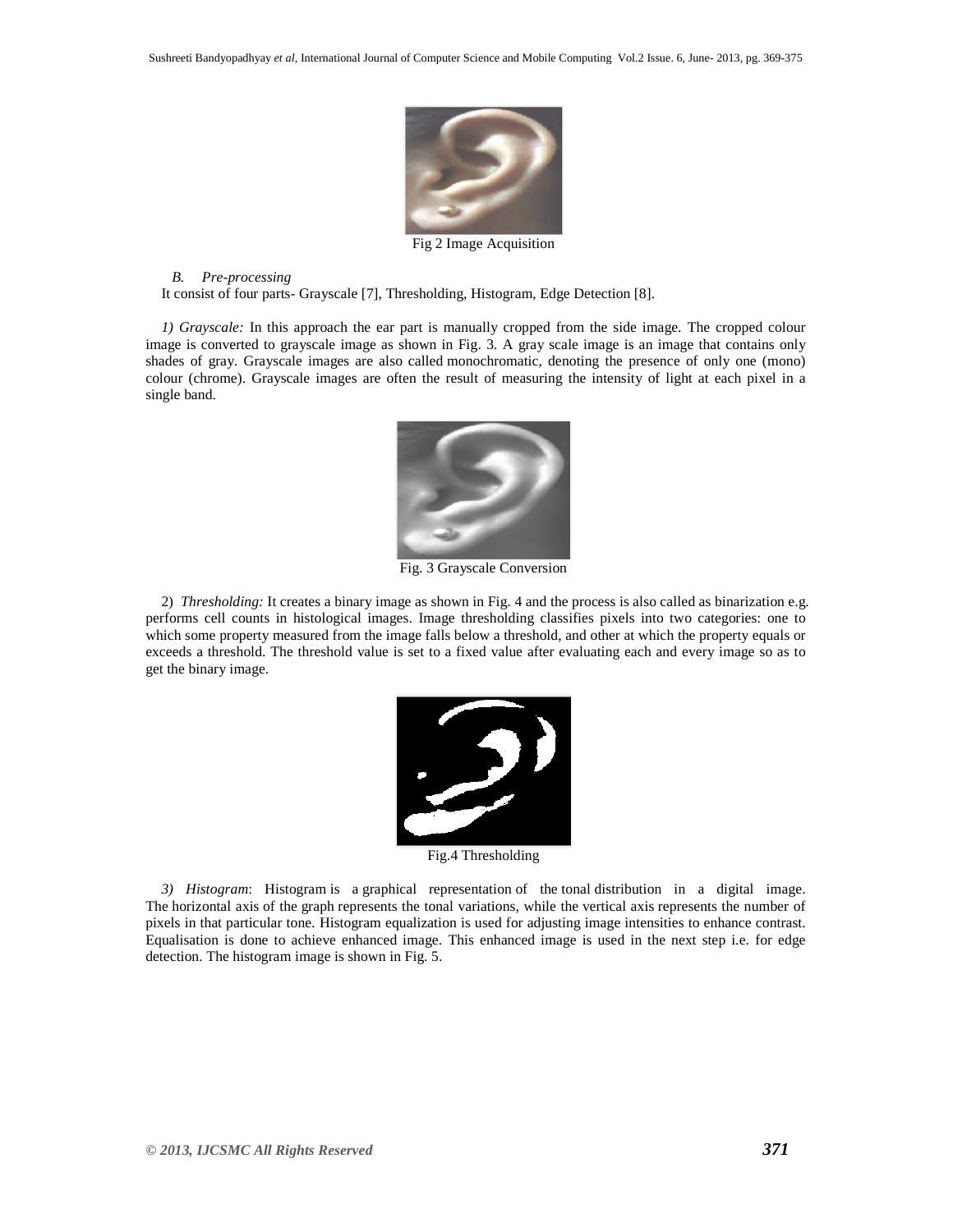Fig 2 Image Acquisition

### B. Pre-processing

It consist of four parts- Grayscale [7], Thresholding, Histogram, Edge Detection [8].

*1) Grayscale:* In this approach the ear part is manually cropped from the side image. The cropped colour image is converted to grayscale image as shown in Fig. 3. A gray scale image is an image that contains only shades of gray. Grayscale images are also called monochromatic, denoting the presence of only one (mono) colour (chrome). Grayscale images are often the result of measuring the intensity of light at each pixel in a single band.

Fig. 3 Grayscale Conversion

2) *Thresholding:* It creates a binary image as shown in Fig. 4 and the process is also called as binarization e.g. performs cell counts in histological images. Image thresholding classifies pixels into two categories: one to which some property measured from the image falls below a threshold, and other at which the property equals or exceeds a threshold. The threshold value is set to a fixed value after evaluating each and every image so as to get the binary image.

Fig.4 Thresholding

*3) Histogram*: Histogram is a graphical representation of the tonal distribution in a digital image. The horizontal axis of the graph represents the tonal variations, while the vertical axis represents the number of pixels in that particular tone. Histogram equalization is used for adjusting image intensities to enhance contrast. Equalisation is done to achieve enhanced image. This enhanced image is used in the next step i.e. for edge detection. The histogram image is shown in Fig. 5.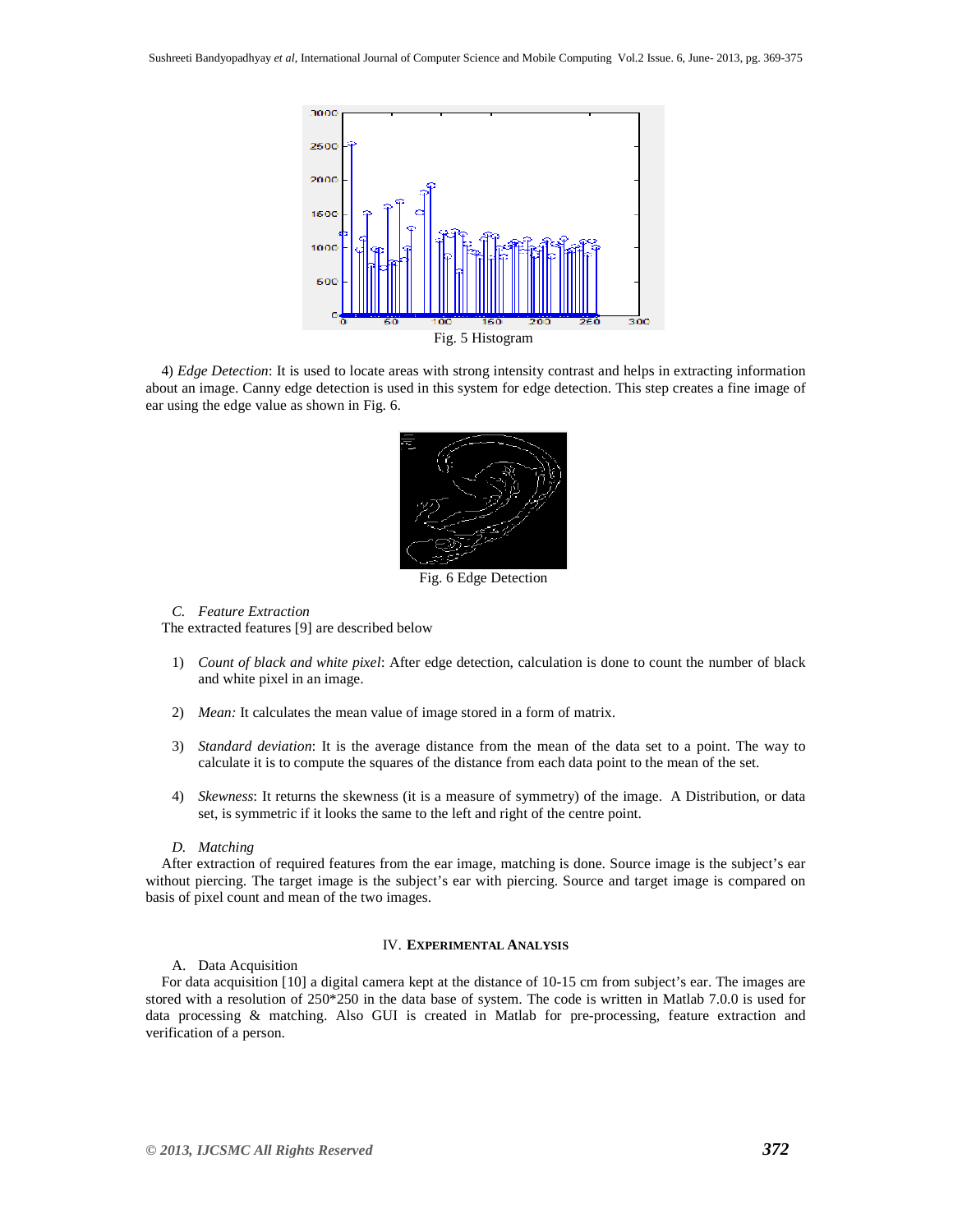3000
2500
2000
1500
1000
500
0
0 50 100 150 200 250 300

Fig. 5 Histogram

4) *Edge Detection*: It is used to locate areas with strong intensity contrast and helps in extracting information about an image. Canny edge detection is used in this system for edge detection. This step creates a fine image of ear using the edge value as shown in Fig. 6.

Fig. 6 Edge Detection

### C. *Feature Extraction*

The extracted features [9] are described below

1) *Count of black and white pixel*: After edge detection, calculation is done to count the number of black and white pixel in an image.

2) *Mean:* It calculates the mean value of image stored in a form of matrix.

3) *Standard deviation*: It is the average distance from the mean of the data set to a point. The way to calculate it is to compute the squares of the distance from each data point to the mean of the set.

4) *Skewness*: It returns the skewness (it is a measure of symmetry) of the image. A Distribution, or data set, is symmetric if it looks the same to the left and right of the centre point.

### D. *Matching*

After extraction of required features from the ear image, matching is done. Source image is the subject's ear without piercing. The target image is the subject's ear with piercing. Source and target image is compared on basis of pixel count and mean of the two images.

## IV. EXPERIMENTAL ANALYSIS

### A. Data Acquisition

For data acquisition [10] a digital camera kept at the distance of 10-15 cm from subject's ear. The images are stored with a resolution of 250*250 in the data base of system. The code is written in Matlab 7.0.0 is used for data processing & matching. Also GUI is created in Matlab for pre-processing, feature extraction and verification of a person.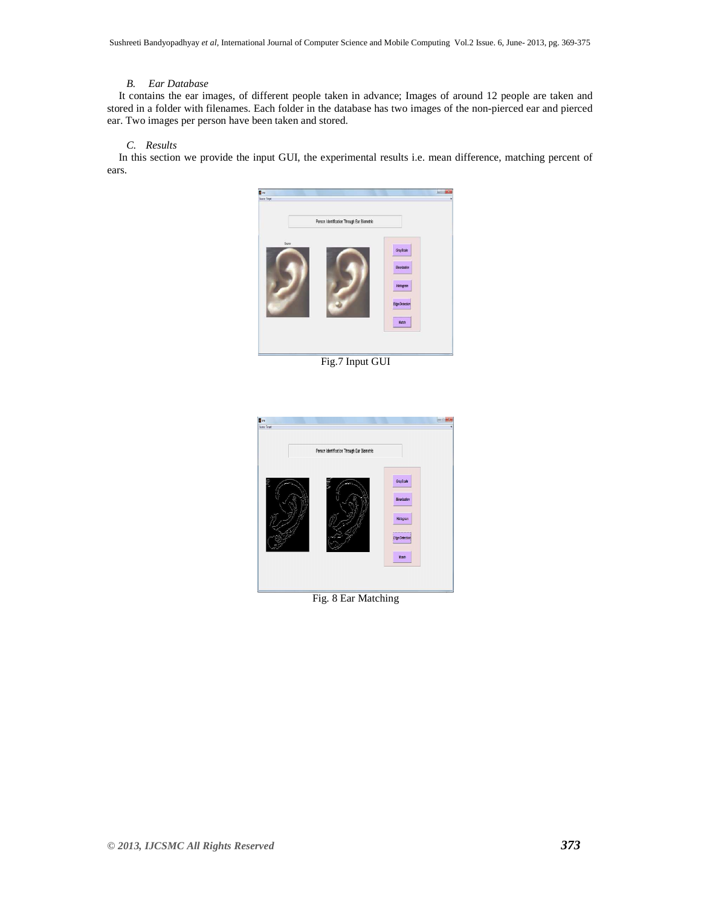### B. Ear Database

It contains the ear images, of different people taken in advance; Images of around 12 people are taken and stored in a folder with filenames. Each folder in the database has two images of the non-pierced ear and pierced ear. Two images per person have been taken and stored.

### C. Results

In this section we provide the input GUI, the experimental results i.e. mean difference, matching percent of ears.

Fig.7 Input GUI

Fig. 8 Ear Matching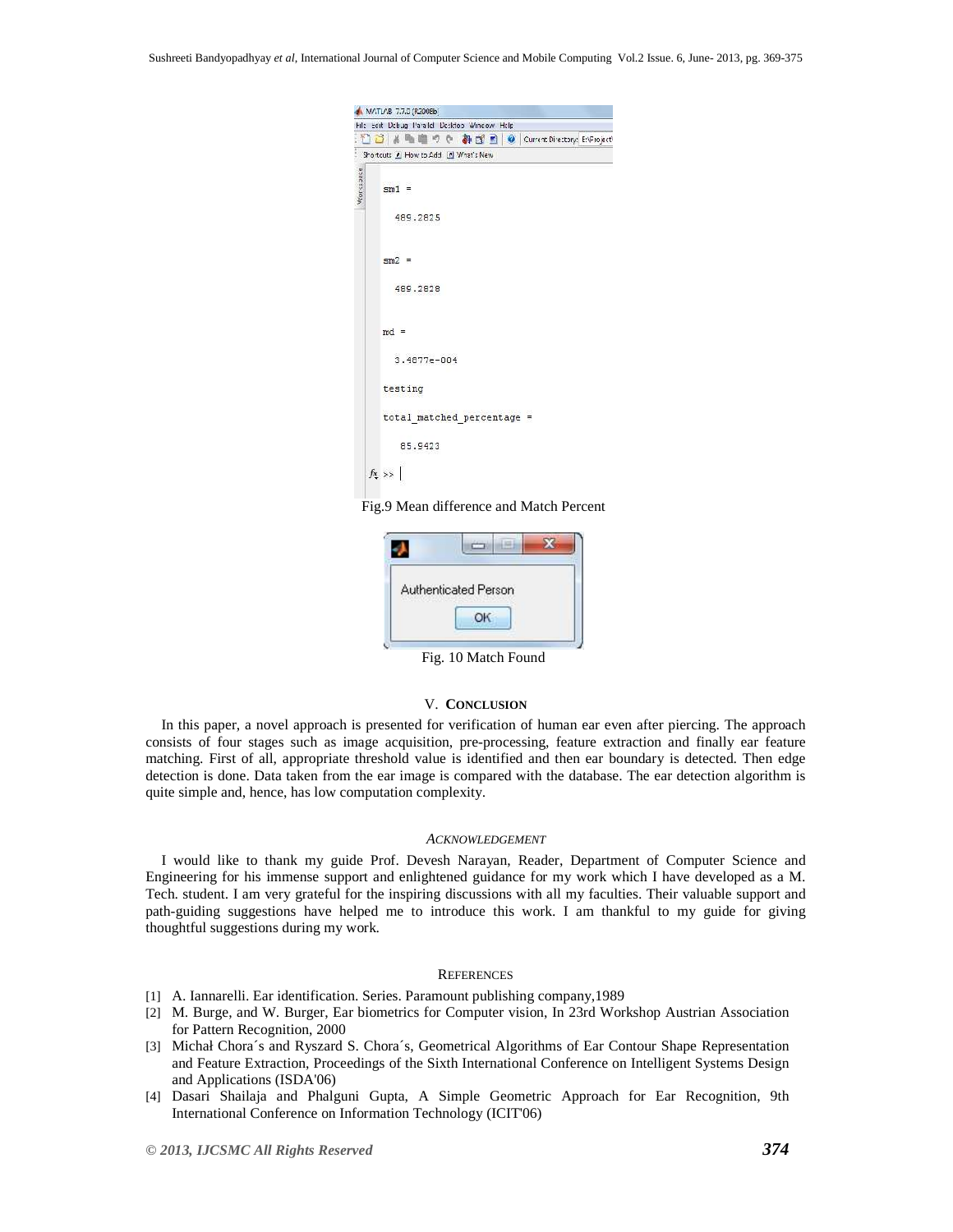Fig.9 Mean difference and Match Percent

Fig. 10 Match Found

## V. CONCLUSION

In this paper, a novel approach is presented for verification of human ear even after piercing. The approach consists of four stages such as image acquisition, pre-processing, feature extraction and finally ear feature matching. First of all, appropriate threshold value is identified and then ear boundary is detected. Then edge detection is done. Data taken from the ear image is compared with the database. The ear detection algorithm is quite simple and, hence, has low computation complexity.

### *ACKNOWLEDGEMENT*

I would like to thank my guide Prof. Devesh Narayan, Reader, Department of Computer Science and Engineering for his immense support and enlightened guidance for my work which I have developed as a M. Tech. student. I am very grateful for the inspiring discussions with all my faculties. Their valuable support and path-guiding suggestions have helped me to introduce this work. I am thankful to my guide for giving thoughtful suggestions during my work.

### REFERENCES

[1] A. Iannarelli. Ear identification. Series. Paramount publishing company,1989

[2] M. Burge, and W. Burger, Ear biometrics for Computer vision, In 23rd Workshop Austrian Association for Pattern Recognition, 2000

[3] Michał Chora´s and Ryszard S. Chora´s, Geometrical Algorithms of Ear Contour Shape Representation and Feature Extraction, Proceedings of the Sixth International Conference on Intelligent Systems Design and Applications (ISDA'06)

[4] Dasari Shailaja and Phalguni Gupta, A Simple Geometric Approach for Ear Recognition, 9th International Conference on Information Technology (ICIT'06)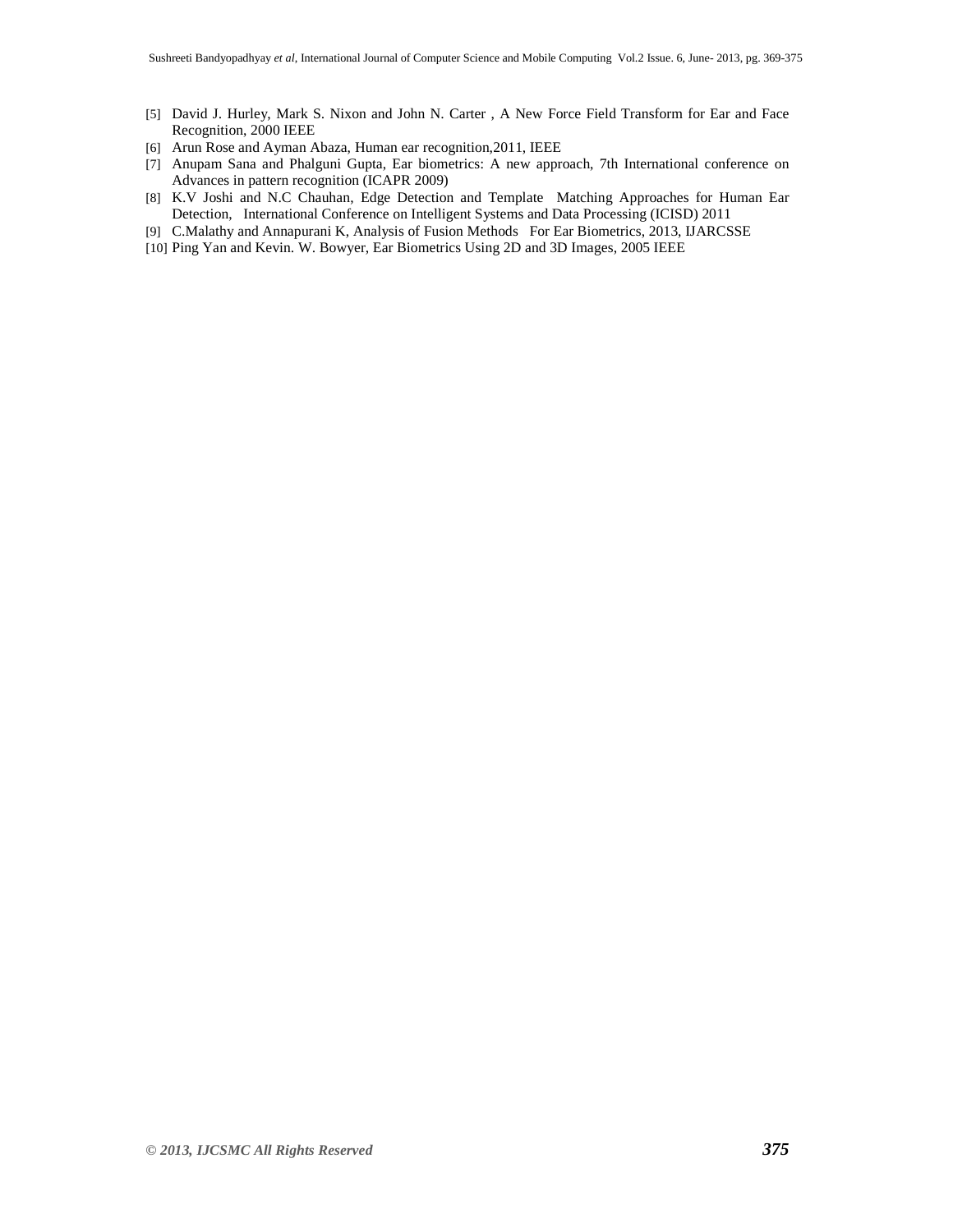[5] David J. Hurley, Mark S. Nixon and John N. Carter , A New Force Field Transform for Ear and Face Recognition, 2000 IEEE

[6] Arun Rose and Ayman Abaza, Human ear recognition,2011, IEEE

[7] Anupam Sana and Phalguni Gupta, Ear biometrics: A new approach, 7th International conference on Advances in pattern recognition (ICAPR 2009)

[8] K.V Joshi and N.C Chauhan, Edge Detection and Template Matching Approaches for Human Ear Detection, International Conference on Intelligent Systems and Data Processing (ICISD) 2011

[9] C.Malathy and Annapurani K, Analysis of Fusion Methods For Ear Biometrics, 2013, IJARCSSE

[10] Ping Yan and Kevin. W. Bowyer, Ear Biometrics Using 2D and 3D Images, 2005 IEEE